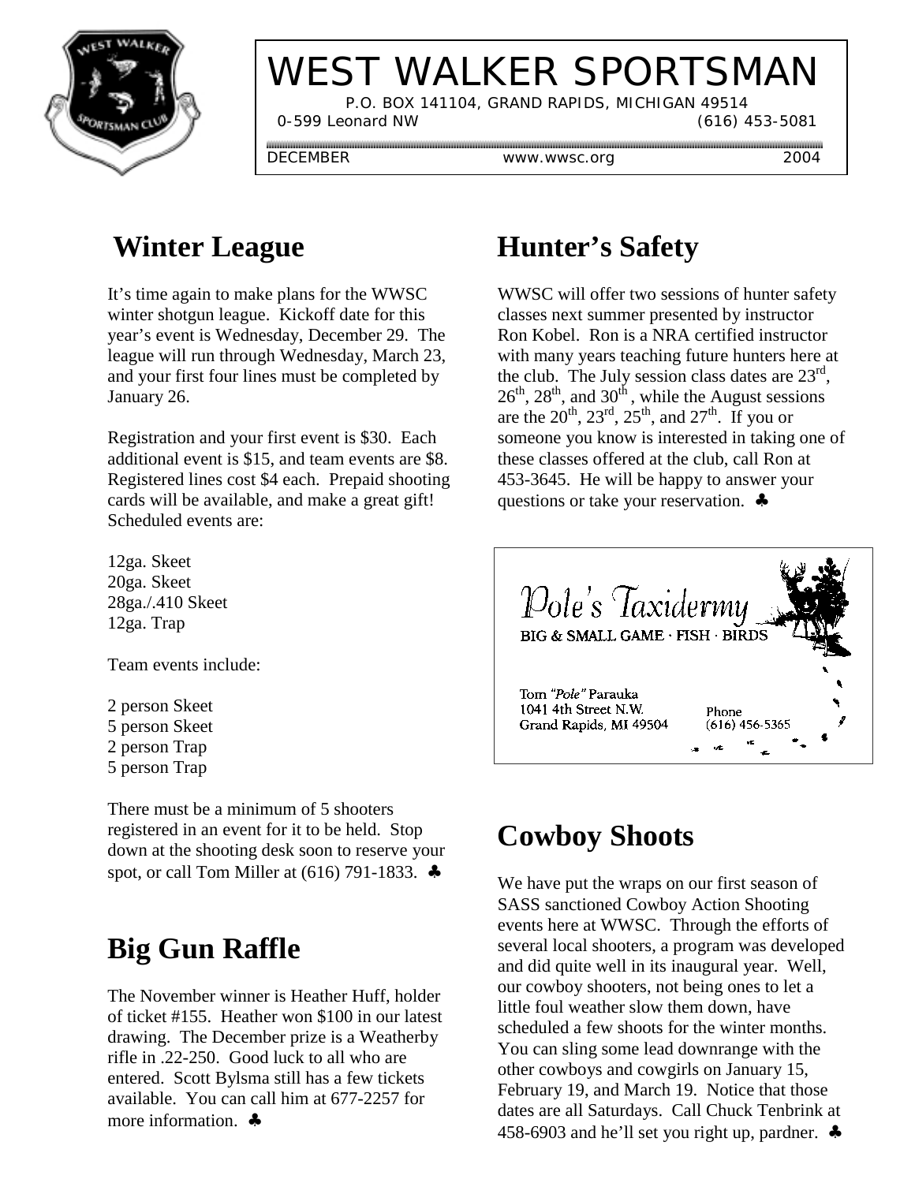# WEST WALKER SPORTSMAN

P.O. BOX 141104, GRAND RAPIDS, MICHIGAN 49514

0-599 Leonard NW (616) 453-5081

DECEMBER www.wwsc.org 2004

## Winter League

It's time again to make plans for the WWSC winter shotgun league. Kickoff date for this year's event is Wednesday, December 29. The league will run through Wednesday, March 23, and your first four lines must be completed by January 26.

Registration and your first event is $30. Each additional event is $15, and team events are $8. Registered lines cost $4 each. Prepaid shooting cards will be available, and make a great gift! Scheduled events are:

12ga. Skeet
20ga. Skeet
28ga./.410 Skeet
12ga. Trap

Team events include:

2 person Skeet
5 person Skeet
2 person Trap
5 person Trap

There must be a minimum of 5 shooters registered in an event for it to be held. Stop down at the shooting desk soon to reserve your spot, or call Tom Miller at (616) 791-1833. ♣

## Big Gun Raffle

The November winner is Heather Huff, holder of ticket #155. Heather won $100 in our latest drawing. The December prize is a Weatherby rifle in .22-250. Good luck to all who are entered. Scott Bylsma still has a few tickets available. You can call him at 677-2257 for more information. ♣

## Hunter's Safety

WWSC will offer two sessions of hunter safety classes next summer presented by instructor Ron Kobel. Ron is a NRA certified instructor with many years teaching future hunters here at the club. The July session class dates are 23rd, 26th, 28th, and 30th, while the August sessions are the 20th, 23rd, 25th, and 27th. If you or someone you know is interested in taking one of these classes offered at the club, call Ron at 453-3645. He will be happy to answer your questions or take your reservation. ♣

*Pole's Taxidermy*
BIG & SMALL GAME · FISH · BIRDS

Tom *"Pole"* Parauka
1041 4th Street N.W.
Grand Rapids, MI 49504
Phone
(616) 456-5365

## Cowboy Shoots

We have put the wraps on our first season of SASS sanctioned Cowboy Action Shooting events here at WWSC. Through the efforts of several local shooters, a program was developed and did quite well in its inaugural year. Well, our cowboy shooters, not being ones to let a little foul weather slow them down, have scheduled a few shoots for the winter months. You can sling some lead downrange with the other cowboys and cowgirls on January 15, February 19, and March 19. Notice that those dates are all Saturdays. Call Chuck Tenbrink at 458-6903 and he'll set you right up, pardner. ♣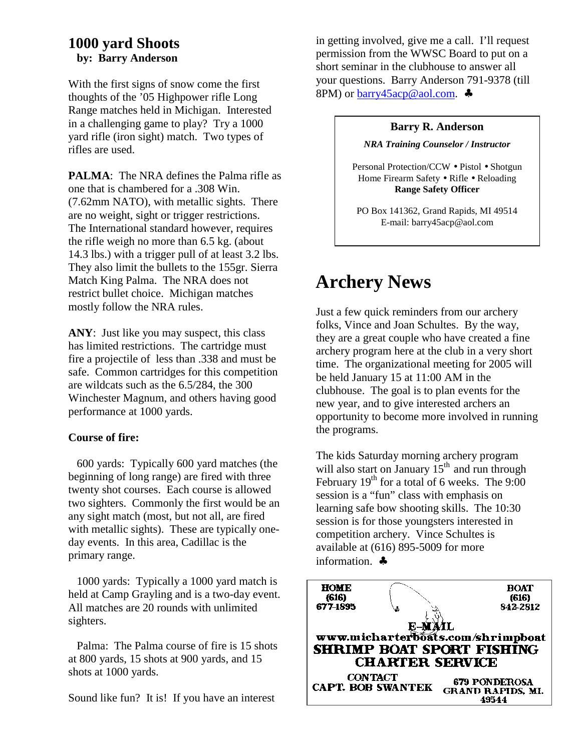## 1000 yard Shoots

**by: Barry Anderson**

With the first signs of snow come the first thoughts of the '05 Highpower rifle Long Range matches held in Michigan. Interested in a challenging game to play? Try a 1000 yard rifle (iron sight) match. Two types of rifles are used.

**PALMA**: The NRA defines the Palma rifle as one that is chambered for a .308 Win. (7.62mm NATO), with metallic sights. There are no weight, sight or trigger restrictions. The International standard however, requires the rifle weigh no more than 6.5 kg. (about 14.3 lbs.) with a trigger pull of at least 3.2 lbs. They also limit the bullets to the 155gr. Sierra Match King Palma. The NRA does not restrict bullet choice. Michigan matches mostly follow the NRA rules.

**ANY**: Just like you may suspect, this class has limited restrictions. The cartridge must fire a projectile of less than .338 and must be safe. Common cartridges for this competition are wildcats such as the 6.5/284, the 300 Winchester Magnum, and others having good performance at 1000 yards.

**Course of fire:**

600 yards: Typically 600 yard matches (the beginning of long range) are fired with three twenty shot courses. Each course is allowed two sighters. Commonly the first would be an any sight match (most, but not all, are fired with metallic sights). These are typically one-day events. In this area, Cadillac is the primary range.

1000 yards: Typically a 1000 yard match is held at Camp Grayling and is a two-day event. All matches are 20 rounds with unlimited sighters.

Palma: The Palma course of fire is 15 shots at 800 yards, 15 shots at 900 yards, and 15 shots at 1000 yards.

Sound like fun? It is! If you have an interest in getting involved, give me a call. I'll request permission from the WWSC Board to put on a short seminar in the clubhouse to answer all your questions. Barry Anderson 791-9378 (till 8PM) or barry45acp@aol.com. ♣

**Barry R. Anderson**

***NRA Training Counselor / Instructor***

Personal Protection/CCW • Pistol • Shotgun
Home Firearm Safety • Rifle • Reloading
**Range Safety Officer**

PO Box 141362, Grand Rapids, MI 49514
E-mail: barry45acp@aol.com

# Archery News

Just a few quick reminders from our archery folks, Vince and Joan Schultes. By the way, they are a great couple who have created a fine archery program here at the club in a very short time. The organizational meeting for 2005 will be held January 15 at 11:00 AM in the clubhouse. The goal is to plan events for the new year, and to give interested archers an opportunity to become more involved in running the programs.

The kids Saturday morning archery program will also start on January 15th and run through February 19th for a total of 6 weeks. The 9:00 session is a "fun" class with emphasis on learning safe bow shooting skills. The 10:30 session is for those youngsters interested in competition archery. Vince Schultes is available at (616) 895-5009 for more information. ♣

HOME (616) 677-1895 — BOAT (616) 842-2812

E-MAIL
www.micharterboats.com/shrimpboat

**SHRIMP BOAT SPORT FISHING CHARTER SERVICE**

CONTACT
CAPT. BOB SWANTEK

679 PONDEROSA
GRAND RAPIDS, MI.
49544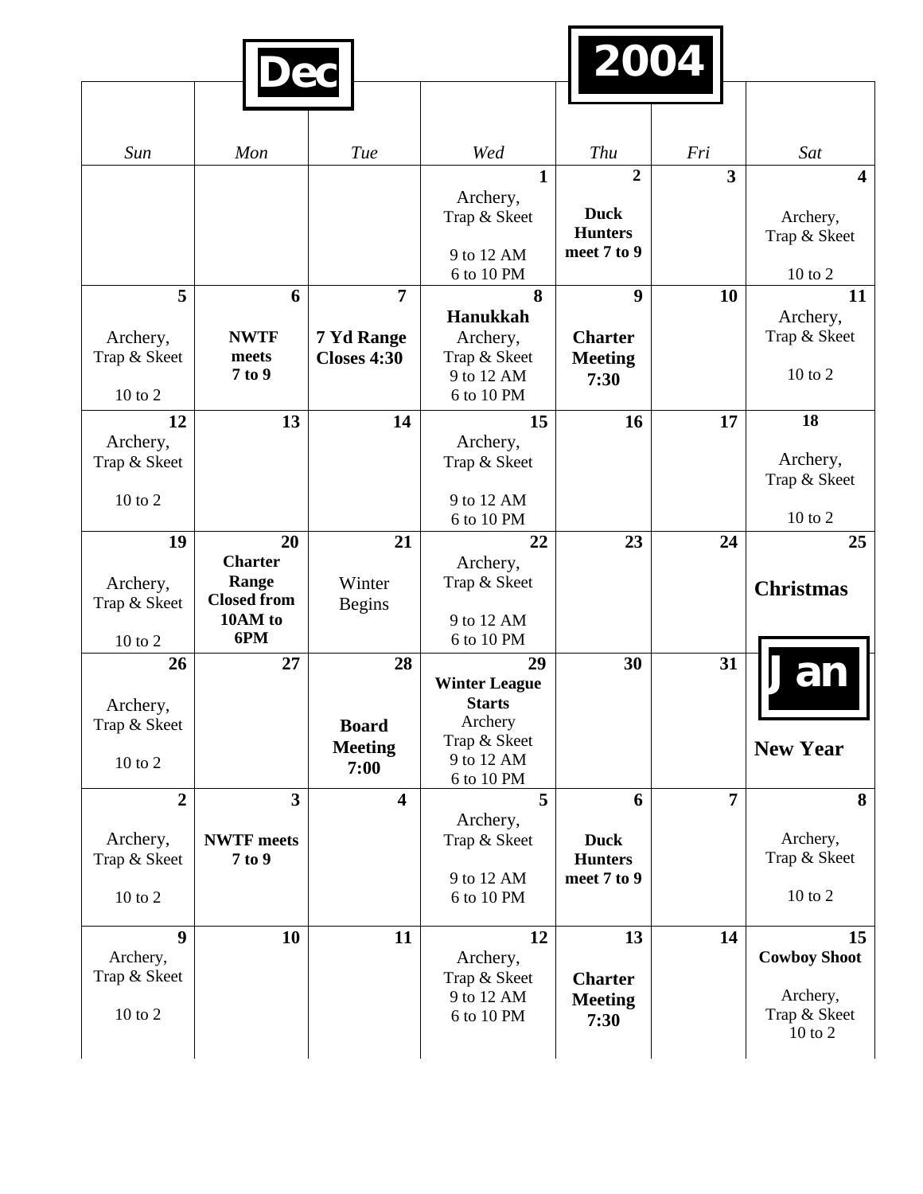# Dec 2004

| Sun | Mon | Tue | Wed | Thu | Fri | Sat |
|---|---|---|---|---|---|---|
| | | | **1** Archery, Trap & Skeet 9 to 12 AM 6 to 10 PM | **2** **Duck Hunters meet 7 to 9** | **3** | **4** Archery, Trap & Skeet 10 to 2 |
| **5** Archery, Trap & Skeet 10 to 2 | **6** **NWTF meets 7 to 9** | **7** **7 Yd Range Closes 4:30** | **8** **Hanukkah** Archery, Trap & Skeet 9 to 12 AM 6 to 10 PM | **9** **Charter Meeting 7:30** | **10** | **11** Archery, Trap & Skeet 10 to 2 |
| **12** Archery, Trap & Skeet 10 to 2 | **13** | **14** | **15** Archery, Trap & Skeet 9 to 12 AM 6 to 10 PM | **16** | **17** | **18** Archery, Trap & Skeet 10 to 2 |
| **19** Archery, Trap & Skeet 10 to 2 | **20** **Charter Range Closed from 10AM to 6PM** | **21** Winter Begins | **22** Archery, Trap & Skeet 9 to 12 AM 6 to 10 PM | **23** | **24** | **25** **Christmas** |
| **26** Archery, Trap & Skeet 10 to 2 | **27** | **28** **Board Meeting 7:00** | **29** **Winter League Starts** Archery Trap & Skeet 9 to 12 AM 6 to 10 PM | **30** | **31** | **Jan** **New Year** |
| **2** Archery, Trap & Skeet 10 to 2 | **3** **NWTF meets 7 to 9** | **4** | **5** Archery, Trap & Skeet 9 to 12 AM 6 to 10 PM | **6** **Duck Hunters meet 7 to 9** | **7** | **8** Archery, Trap & Skeet 10 to 2 |
| **9** Archery, Trap & Skeet 10 to 2 | **10** | **11** | **12** Archery, Trap & Skeet 9 to 12 AM 6 to 10 PM | **13** **Charter Meeting 7:30** | **14** | **15** **Cowboy Shoot** Archery, Trap & Skeet 10 to 2 |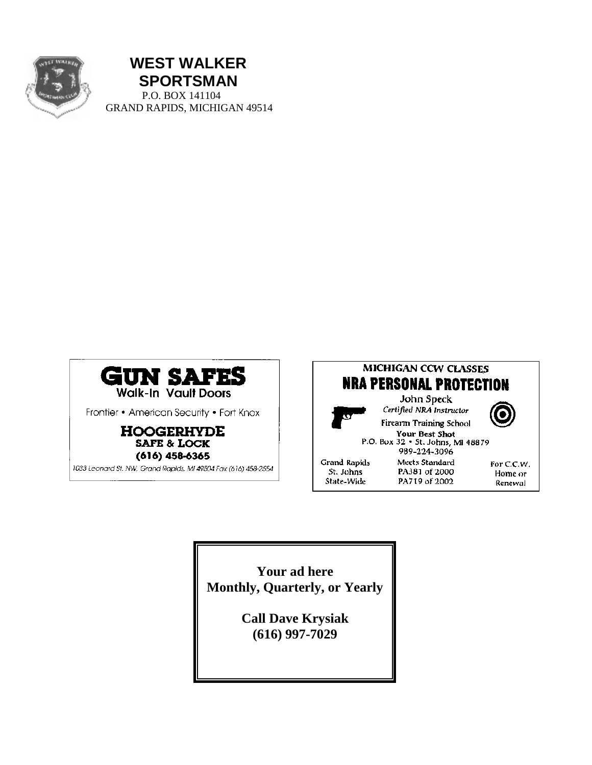**WEST WALKER SPORTSMAN**

P.O. BOX 141104
GRAND RAPIDS, MICHIGAN 49514

**GUN SAFES**

Walk-In Vault Doors

Frontier • American Security • Fort Knox

**HOOGERHYDE**
**SAFE & LOCK**
**(616) 458-6365**

*1033 Leonard St. NW, Grand Rapids, MI 49504 Fax (616) 458-2554*

**MICHIGAN CCW CLASSES**

**NRA PERSONAL PROTECTION**

John Speck
*Certified NRA Instructor*
Firearm Training School
**Your Best Shot**
P.O. Box 32 • St. Johns, MI 48879
989-224-3096

Grand Rapids
St. Johns
State-Wide

Meets Standard
PA381 of 2000
PA719 of 2002

For C.C.W.
Home or
Renewal

**Your ad here**
**Monthly, Quarterly, or Yearly**

**Call Dave Krysiak**
**(616) 997-7029**